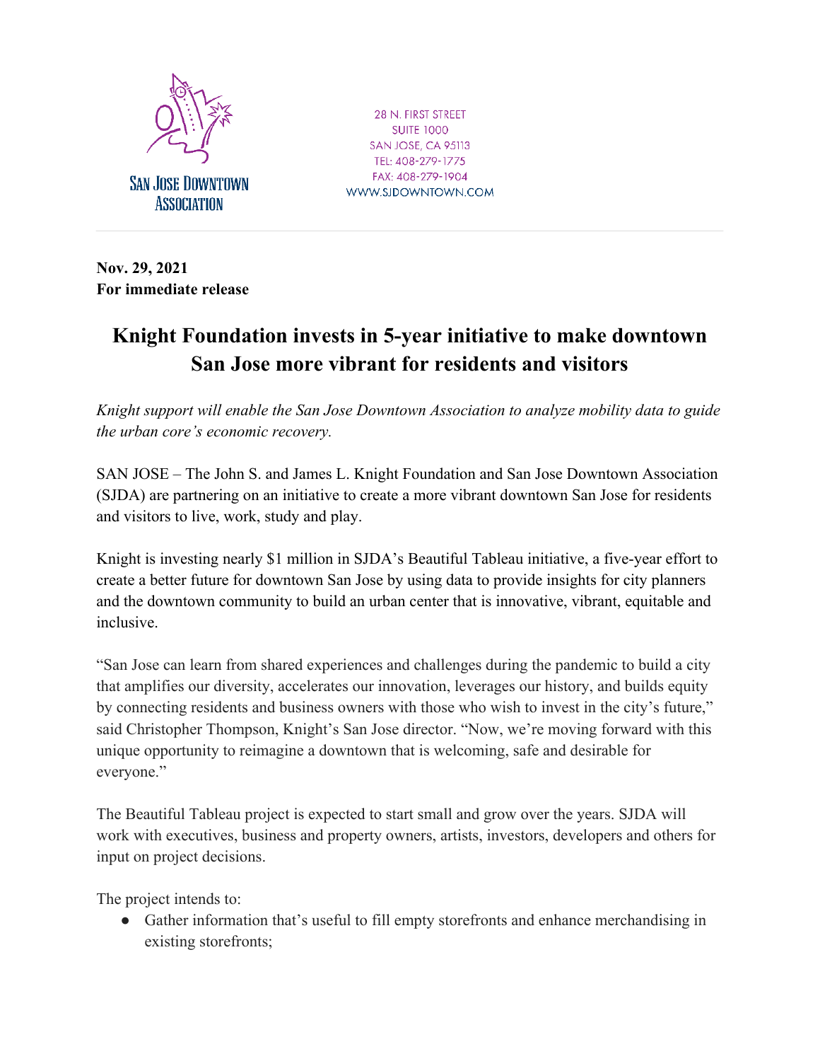San Jose Downtown Association

28 N. FIRST STREET
SUITE 1000
SAN JOSE, CA 95113
TEL: 408-279-1775
FAX: 408-279-1904
WWW.SJDOWNTOWN.COM

**Nov. 29, 2021**
**For immediate release**

# Knight Foundation invests in 5-year initiative to make downtown San Jose more vibrant for residents and visitors

*Knight support will enable the San Jose Downtown Association to analyze mobility data to guide the urban core's economic recovery.*

SAN JOSE – The John S. and James L. Knight Foundation and San Jose Downtown Association (SJDA) are partnering on an initiative to create a more vibrant downtown San Jose for residents and visitors to live, work, study and play.

Knight is investing nearly $1 million in SJDA's Beautiful Tableau initiative, a five-year effort to create a better future for downtown San Jose by using data to provide insights for city planners and the downtown community to build an urban center that is innovative, vibrant, equitable and inclusive.

"San Jose can learn from shared experiences and challenges during the pandemic to build a city that amplifies our diversity, accelerates our innovation, leverages our history, and builds equity by connecting residents and business owners with those who wish to invest in the city's future," said Christopher Thompson, Knight's San Jose director. "Now, we're moving forward with this unique opportunity to reimagine a downtown that is welcoming, safe and desirable for everyone."

The Beautiful Tableau project is expected to start small and grow over the years. SJDA will work with executives, business and property owners, artists, investors, developers and others for input on project decisions.

The project intends to:

- Gather information that's useful to fill empty storefronts and enhance merchandising in existing storefronts;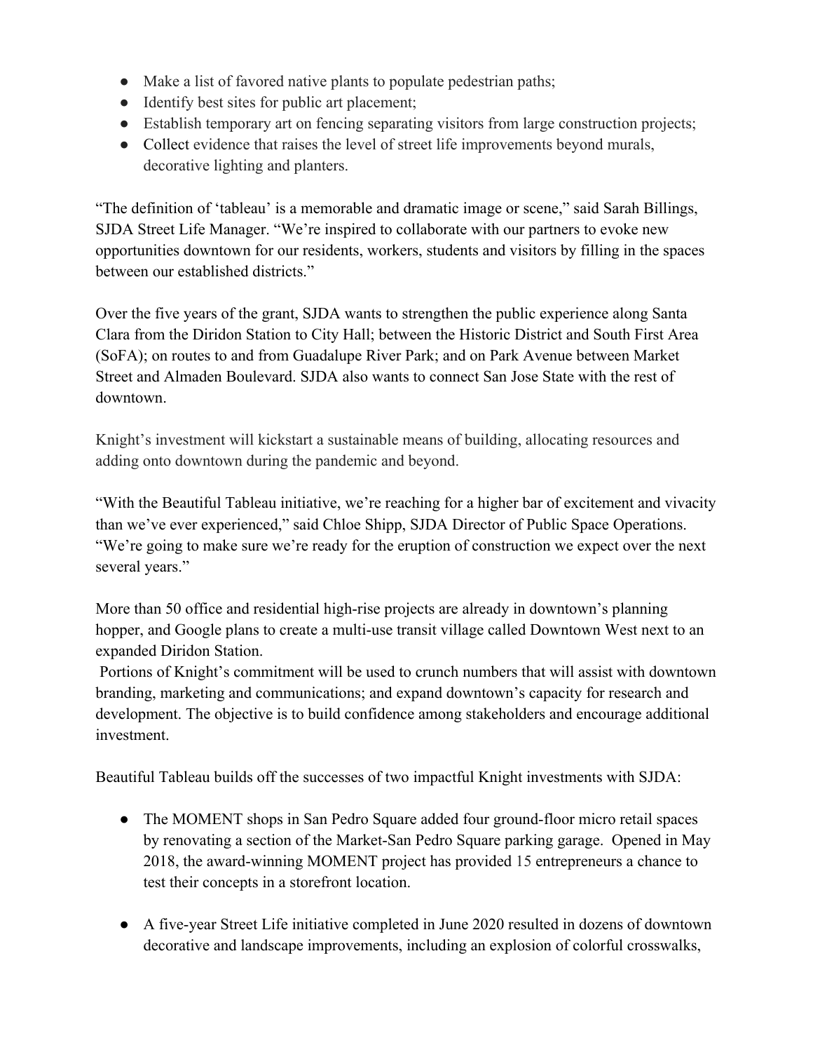- Make a list of favored native plants to populate pedestrian paths;
- Identify best sites for public art placement;
- Establish temporary art on fencing separating visitors from large construction projects;
- Collect evidence that raises the level of street life improvements beyond murals, decorative lighting and planters.

"The definition of 'tableau' is a memorable and dramatic image or scene," said Sarah Billings, SJDA Street Life Manager. "We're inspired to collaborate with our partners to evoke new opportunities downtown for our residents, workers, students and visitors by filling in the spaces between our established districts."

Over the five years of the grant, SJDA wants to strengthen the public experience along Santa Clara from the Diridon Station to City Hall; between the Historic District and South First Area (SoFA); on routes to and from Guadalupe River Park; and on Park Avenue between Market Street and Almaden Boulevard. SJDA also wants to connect San Jose State with the rest of downtown.

Knight's investment will kickstart a sustainable means of building, allocating resources and adding onto downtown during the pandemic and beyond.

"With the Beautiful Tableau initiative, we're reaching for a higher bar of excitement and vivacity than we've ever experienced," said Chloe Shipp, SJDA Director of Public Space Operations. "We're going to make sure we're ready for the eruption of construction we expect over the next several years."

More than 50 office and residential high-rise projects are already in downtown's planning hopper, and Google plans to create a multi-use transit village called Downtown West next to an expanded Diridon Station.

Portions of Knight's commitment will be used to crunch numbers that will assist with downtown branding, marketing and communications; and expand downtown's capacity for research and development. The objective is to build confidence among stakeholders and encourage additional investment.

Beautiful Tableau builds off the successes of two impactful Knight investments with SJDA:

- The MOMENT shops in San Pedro Square added four ground-floor micro retail spaces by renovating a section of the Market-San Pedro Square parking garage. Opened in May 2018, the award-winning MOMENT project has provided 15 entrepreneurs a chance to test their concepts in a storefront location.

- A five-year Street Life initiative completed in June 2020 resulted in dozens of downtown decorative and landscape improvements, including an explosion of colorful crosswalks,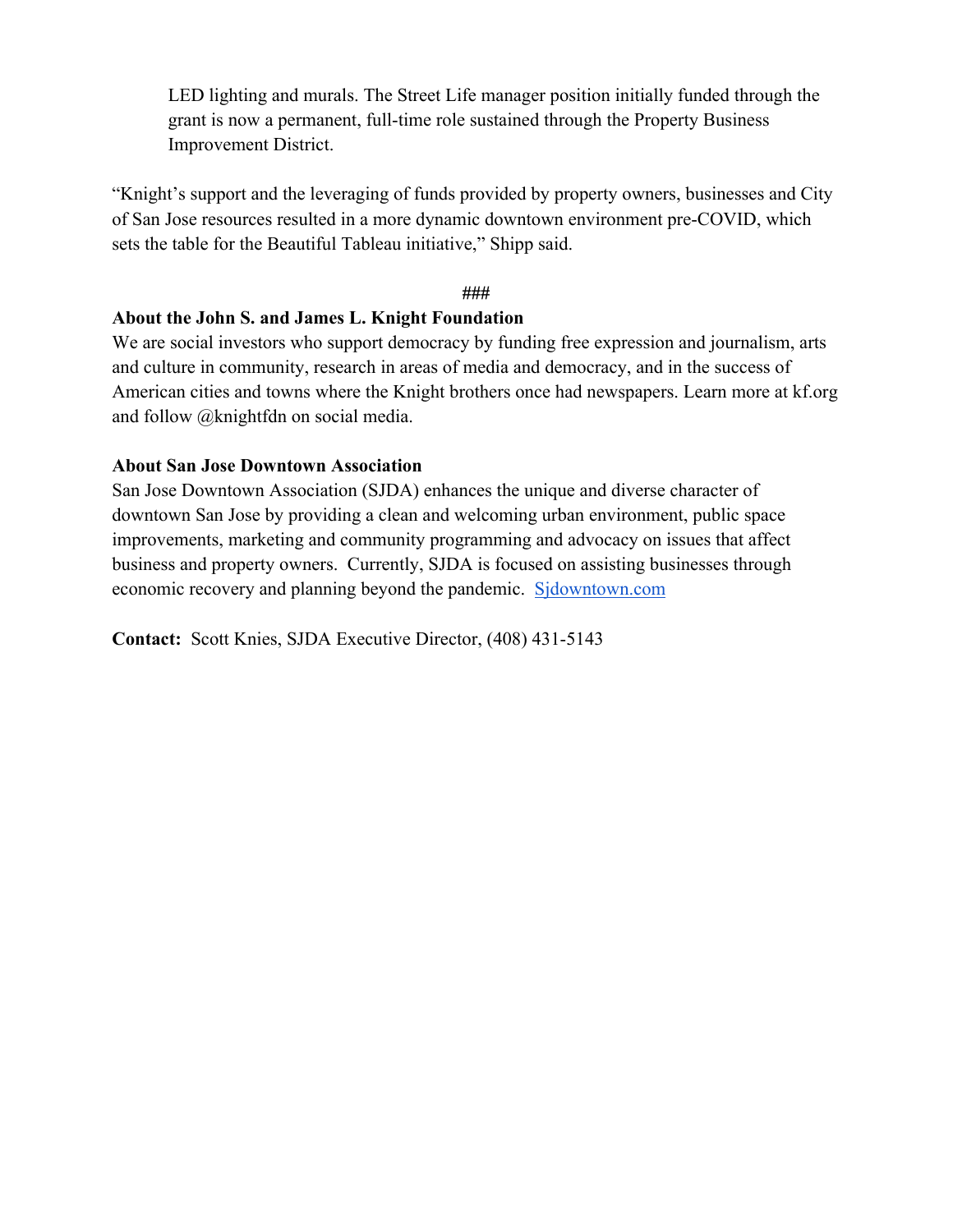LED lighting and murals. The Street Life manager position initially funded through the grant is now a permanent, full-time role sustained through the Property Business Improvement District.

"Knight's support and the leveraging of funds provided by property owners, businesses and City of San Jose resources resulted in a more dynamic downtown environment pre-COVID, which sets the table for the Beautiful Tableau initiative," Shipp said.

###

**About the John S. and James L. Knight Foundation**

We are social investors who support democracy by funding free expression and journalism, arts and culture in community, research in areas of media and democracy, and in the success of American cities and towns where the Knight brothers once had newspapers. Learn more at kf.org and follow @knightfdn on social media.

**About San Jose Downtown Association**

San Jose Downtown Association (SJDA) enhances the unique and diverse character of downtown San Jose by providing a clean and welcoming urban environment, public space improvements, marketing and community programming and advocacy on issues that affect business and property owners. Currently, SJDA is focused on assisting businesses through economic recovery and planning beyond the pandemic. [Sjdowntown.com](http://Sjdowntown.com)

**Contact:** Scott Knies, SJDA Executive Director, (408) 431-5143